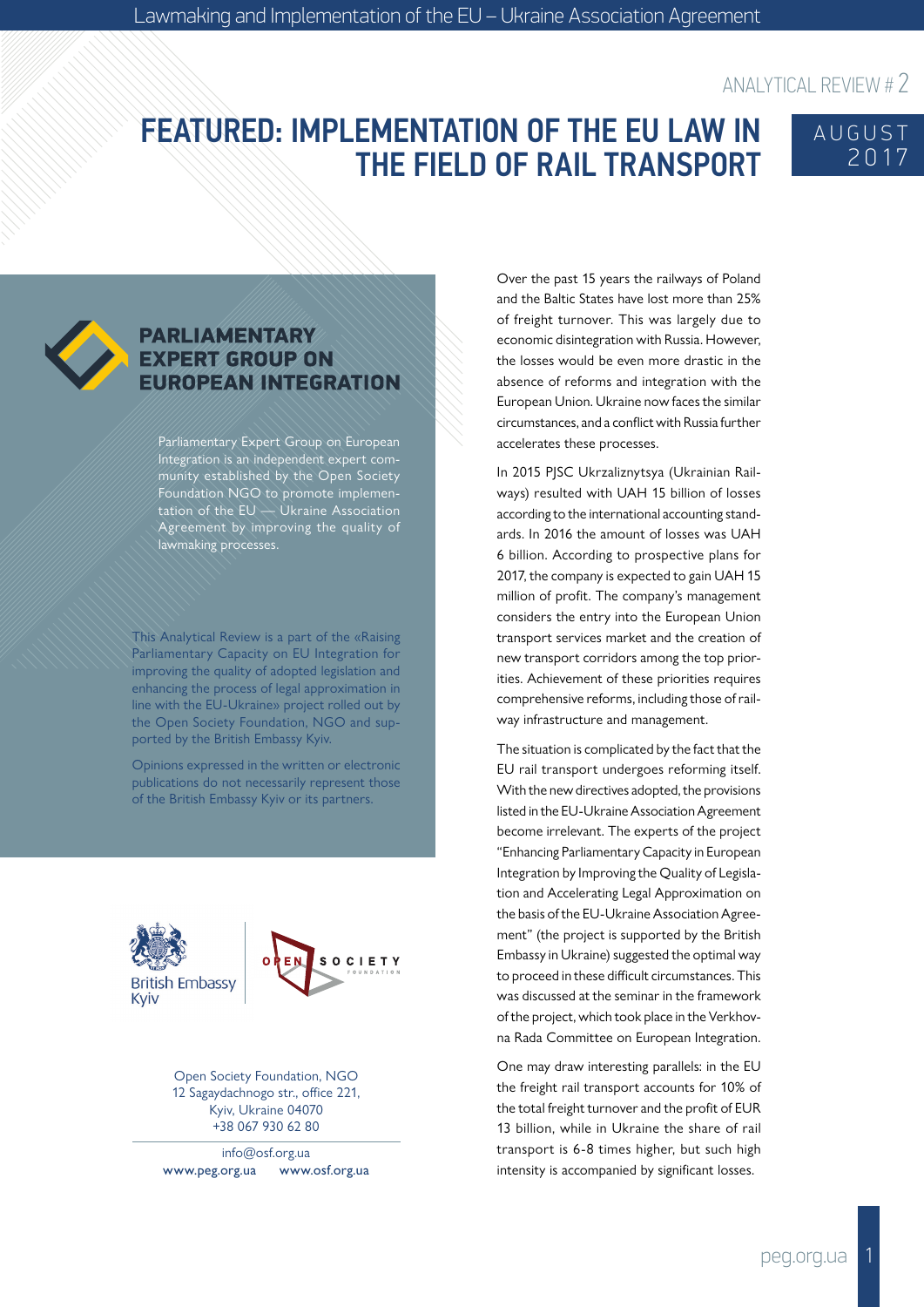ANALYTICAL REVIEW # 2

# FEATURED: IMPLEMENTATION OF THE EU LAW IN THE FIELD OF RAIL TRANSPORT

AUGUST 2017

## PARLIAMENTARY EXPERT GROUP ON EUROPEAN INTEGRATION

Parliamentary Expert Group on European Integration is an independent expert community established by the Open Society Foundation NGO to promote implementation of the EU — Ukraine Association Agreement by improving the quality of lawmaking processes.

This Analytical Review is a part of the «Raising Parliamentary Capacity on EU Integration for improving the quality of adopted legislation and enhancing the process of legal approximation in line with the EU-Ukraine» project rolled out by the Open Society Foundation, NGO and supported by the British Embassy Kyiv.

Opinions expressed in the written or electronic publications do not necessarily represent those of the British Embassy Kyiv or its partners.

British Embassy Kyiv

OPEN SOCIETY FOUNDATION

Open Society Foundation, NGO
12 Sagaydachnogo str., office 221,
Kyiv, Ukraine 04070
+38 067 930 62 80

info@osf.org.ua
www.peg.org.ua www.osf.org.ua

Over the past 15 years the railways of Poland and the Baltic States have lost more than 25% of freight turnover. This was largely due to economic disintegration with Russia. However, the losses would be even more drastic in the absence of reforms and integration with the European Union. Ukraine now faces the similar circumstances, and a conflict with Russia further accelerates these processes.

In 2015 PJSC Ukrzaliznytsya (Ukrainian Railways) resulted with UAH 15 billion of losses according to the international accounting standards. In 2016 the amount of losses was UAH 6 billion. According to prospective plans for 2017, the company is expected to gain UAH 15 million of profit. The company's management considers the entry into the European Union transport services market and the creation of new transport corridors among the top priorities. Achievement of these priorities requires comprehensive reforms, including those of railway infrastructure and management.

The situation is complicated by the fact that the EU rail transport undergoes reforming itself. With the new directives adopted, the provisions listed in the EU-Ukraine Association Agreement become irrelevant. The experts of the project "Enhancing Parliamentary Capacity in European Integration by Improving the Quality of Legislation and Accelerating Legal Approximation on the basis of the EU-Ukraine Association Agreement" (the project is supported by the British Embassy in Ukraine) suggested the optimal way to proceed in these difficult circumstances. This was discussed at the seminar in the framework of the project, which took place in the Verkhovna Rada Committee on European Integration.

One may draw interesting parallels: in the EU the freight rail transport accounts for 10% of the total freight turnover and the profit of EUR 13 billion, while in Ukraine the share of rail transport is 6-8 times higher, but such high intensity is accompanied by significant losses.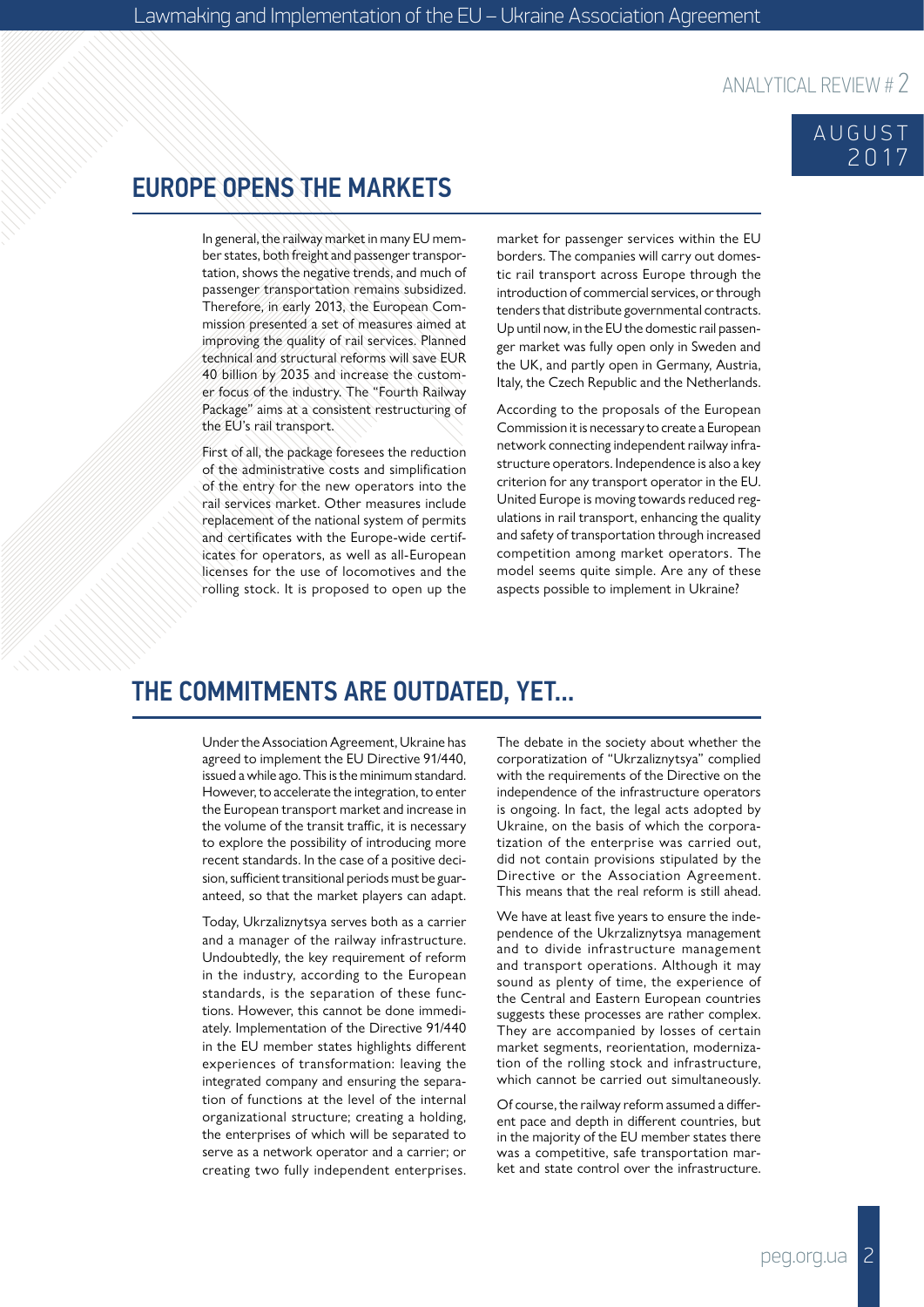## EUROPE OPENS THE MARKETS

In general, the railway market in many EU member states, both freight and passenger transportation, shows the negative trends, and much of passenger transportation remains subsidized. Therefore, in early 2013, the European Commission presented a set of measures aimed at improving the quality of rail services. Planned technical and structural reforms will save EUR 40 billion by 2035 and increase the customer focus of the industry. The "Fourth Railway Package" aims at a consistent restructuring of the EU's rail transport.

First of all, the package foresees the reduction of the administrative costs and simplification of the entry for the new operators into the rail services market. Other measures include replacement of the national system of permits and certificates with the Europe-wide certificates for operators, as well as all-European licenses for the use of locomotives and the rolling stock. It is proposed to open up the market for passenger services within the EU borders. The companies will carry out domestic rail transport across Europe through the introduction of commercial services, or through tenders that distribute governmental contracts. Up until now, in the EU the domestic rail passenger market was fully open only in Sweden and the UK, and partly open in Germany, Austria, Italy, the Czech Republic and the Netherlands.

According to the proposals of the European Commission it is necessary to create a European network connecting independent railway infrastructure operators. Independence is also a key criterion for any transport operator in the EU. United Europe is moving towards reduced regulations in rail transport, enhancing the quality and safety of transportation through increased competition among market operators. The model seems quite simple. Are any of these aspects possible to implement in Ukraine?

## THE COMMITMENTS ARE OUTDATED, YET...

Under the Association Agreement, Ukraine has agreed to implement the EU Directive 91/440, issued a while ago. This is the minimum standard. However, to accelerate the integration, to enter the European transport market and increase in the volume of the transit traffic, it is necessary to explore the possibility of introducing more recent standards. In the case of a positive decision, sufficient transitional periods must be guaranteed, so that the market players can adapt.

Today, Ukrzaliznytsya serves both as a carrier and a manager of the railway infrastructure. Undoubtedly, the key requirement of reform in the industry, according to the European standards, is the separation of these functions. However, this cannot be done immediately. Implementation of the Directive 91/440 in the EU member states highlights different experiences of transformation: leaving the integrated company and ensuring the separation of functions at the level of the internal organizational structure; creating a holding, the enterprises of which will be separated to serve as a network operator and a carrier; or creating two fully independent enterprises.

The debate in the society about whether the corporatization of "Ukrzaliznytsya" complied with the requirements of the Directive on the independence of the infrastructure operators is ongoing. In fact, the legal acts adopted by Ukraine, on the basis of which the corporatization of the enterprise was carried out, did not contain provisions stipulated by the Directive or the Association Agreement. This means that the real reform is still ahead.

We have at least five years to ensure the independence of the Ukrzaliznytsya management and to divide infrastructure management and transport operations. Although it may sound as plenty of time, the experience of the Central and Eastern European countries suggests these processes are rather complex. They are accompanied by losses of certain market segments, reorientation, modernization of the rolling stock and infrastructure, which cannot be carried out simultaneously.

Of course, the railway reform assumed a different pace and depth in different countries, but in the majority of the EU member states there was a competitive, safe transportation market and state control over the infrastructure.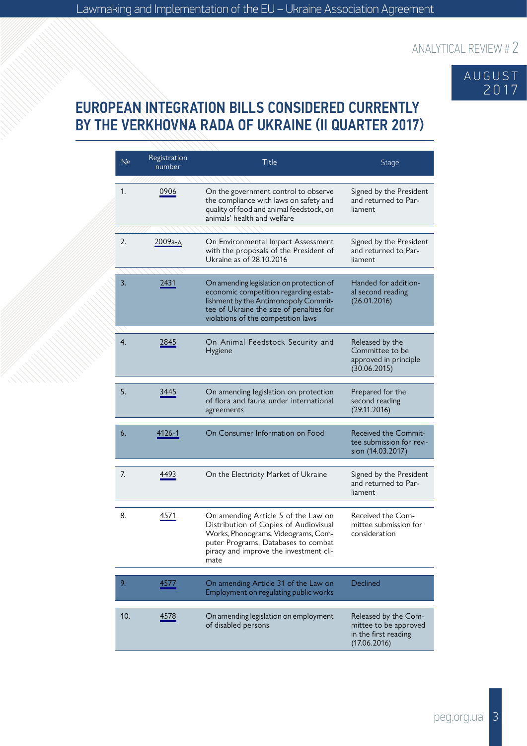# EUROPEAN INTEGRATION BILLS CONSIDERED CURRENTLY BY THE VERKHOVNA RADA OF UKRAINE (II QUARTER 2017)

| № | Registration number | Title | Stage |
|---|---|---|---|
| 1. | 0906 | On the government control to observe the compliance with laws on safety and quality of food and animal feedstock, on animals' health and welfare | Signed by the President and returned to Parliament |
| 2. | 2009а-д | On Environmental Impact Assessment with the proposals of the President of Ukraine as of 28.10.2016 | Signed by the President and returned to Parliament |
| 3. | 2431 | On amending legislation on protection of economic competition regarding establishment by the Antimonopoly Committee of Ukraine the size of penalties for violations of the competition laws | Handed for additional second reading (26.01.2016) |
| 4. | 2845 | On Animal Feedstock Security and Hygiene | Released by the Committee to be approved in principle (30.06.2015) |
| 5. | 3445 | On amending legislation on protection of flora and fauna under international agreements | Prepared for the second reading (29.11.2016) |
| 6. | 4126-1 | On Consumer Information on Food | Received the Committee submission for revision (14.03.2017) |
| 7. | 4493 | On the Electricity Market of Ukraine | Signed by the President and returned to Parliament |
| 8. | 4571 | On amending Article 5 of the Law on Distribution of Copies of Audiovisual Works, Phonograms, Videograms, Computer Programs, Databases to combat piracy and improve the investment climate | Received the Committee submission for consideration |
| 9. | 4577 | On amending Article 31 of the Law on Employment on regulating public works | Declined |
| 10. | 4578 | On amending legislation on employment of disabled persons | Released by the Committee to be approved in the first reading (17.06.2016) |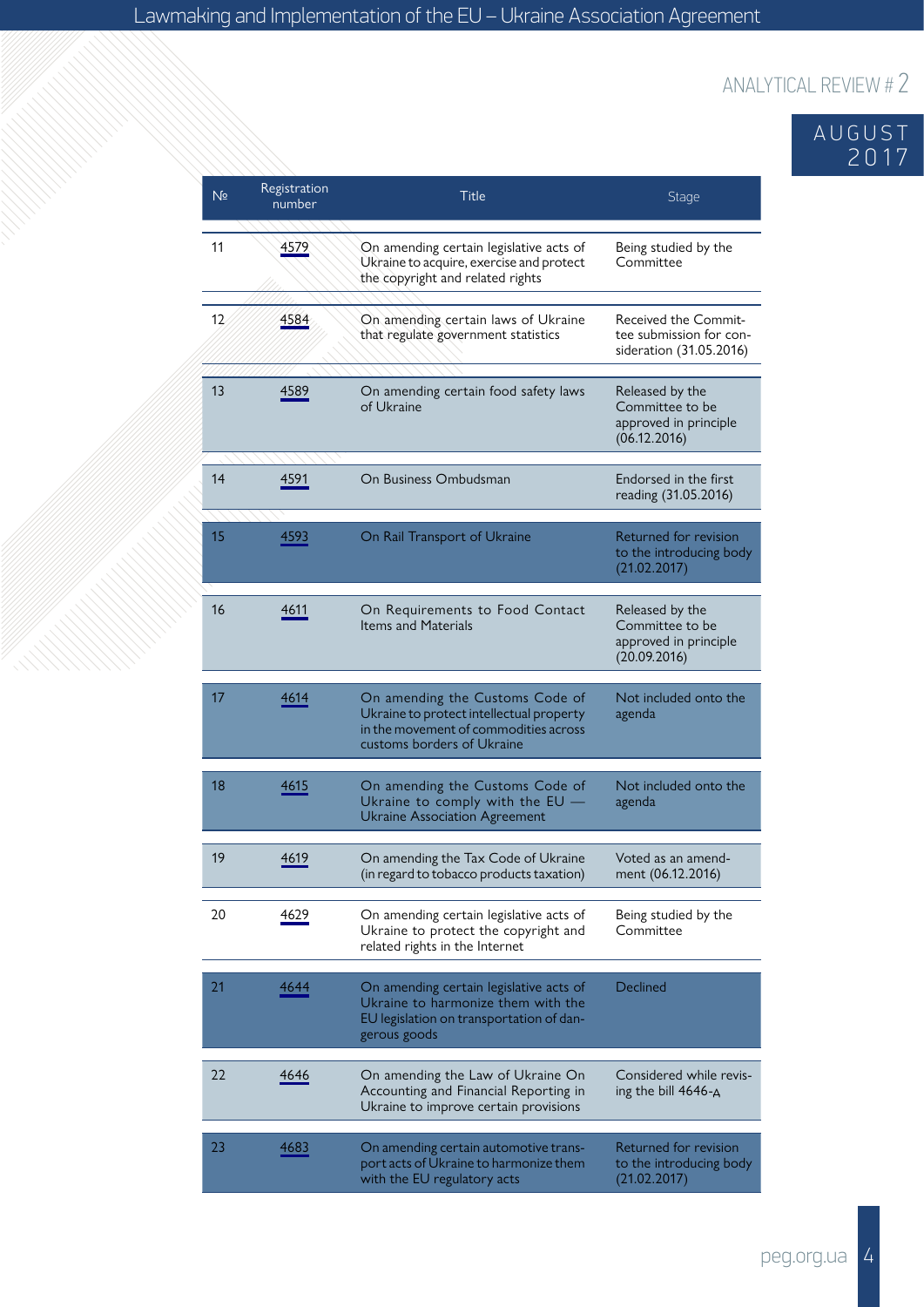| № | Registration number | Title | Stage |
|---|---|---|---|
| 11 | 4579 | On amending certain legislative acts of Ukraine to acquire, exercise and protect the copyright and related rights | Being studied by the Committee |
| 12 | 4584 | On amending certain laws of Ukraine that regulate government statistics | Received the Committee submission for consideration (31.05.2016) |
| 13 | 4589 | On amending certain food safety laws of Ukraine | Released by the Committee to be approved in principle (06.12.2016) |
| 14 | 4591 | On Business Ombudsman | Endorsed in the first reading (31.05.2016) |
| 15 | 4593 | On Rail Transport of Ukraine | Returned for revision to the introducing body (21.02.2017) |
| 16 | 4611 | On Requirements to Food Contact Items and Materials | Released by the Committee to be approved in principle (20.09.2016) |
| 17 | 4614 | On amending the Customs Code of Ukraine to protect intellectual property in the movement of commodities across customs borders of Ukraine | Not included onto the agenda |
| 18 | 4615 | On amending the Customs Code of Ukraine to comply with the EU — Ukraine Association Agreement | Not included onto the agenda |
| 19 | 4619 | On amending the Tax Code of Ukraine (in regard to tobacco products taxation) | Voted as an amendment (06.12.2016) |
| 20 | 4629 | On amending certain legislative acts of Ukraine to protect the copyright and related rights in the Internet | Being studied by the Committee |
| 21 | 4644 | On amending certain legislative acts of Ukraine to harmonize them with the EU legislation on transportation of dangerous goods | Declined |
| 22 | 4646 | On amending the Law of Ukraine On Accounting and Financial Reporting in Ukraine to improve certain provisions | Considered while revising the bill 4646-д |
| 23 | 4683 | On amending certain automotive transport acts of Ukraine to harmonize them with the EU regulatory acts | Returned for revision to the introducing body (21.02.2017) |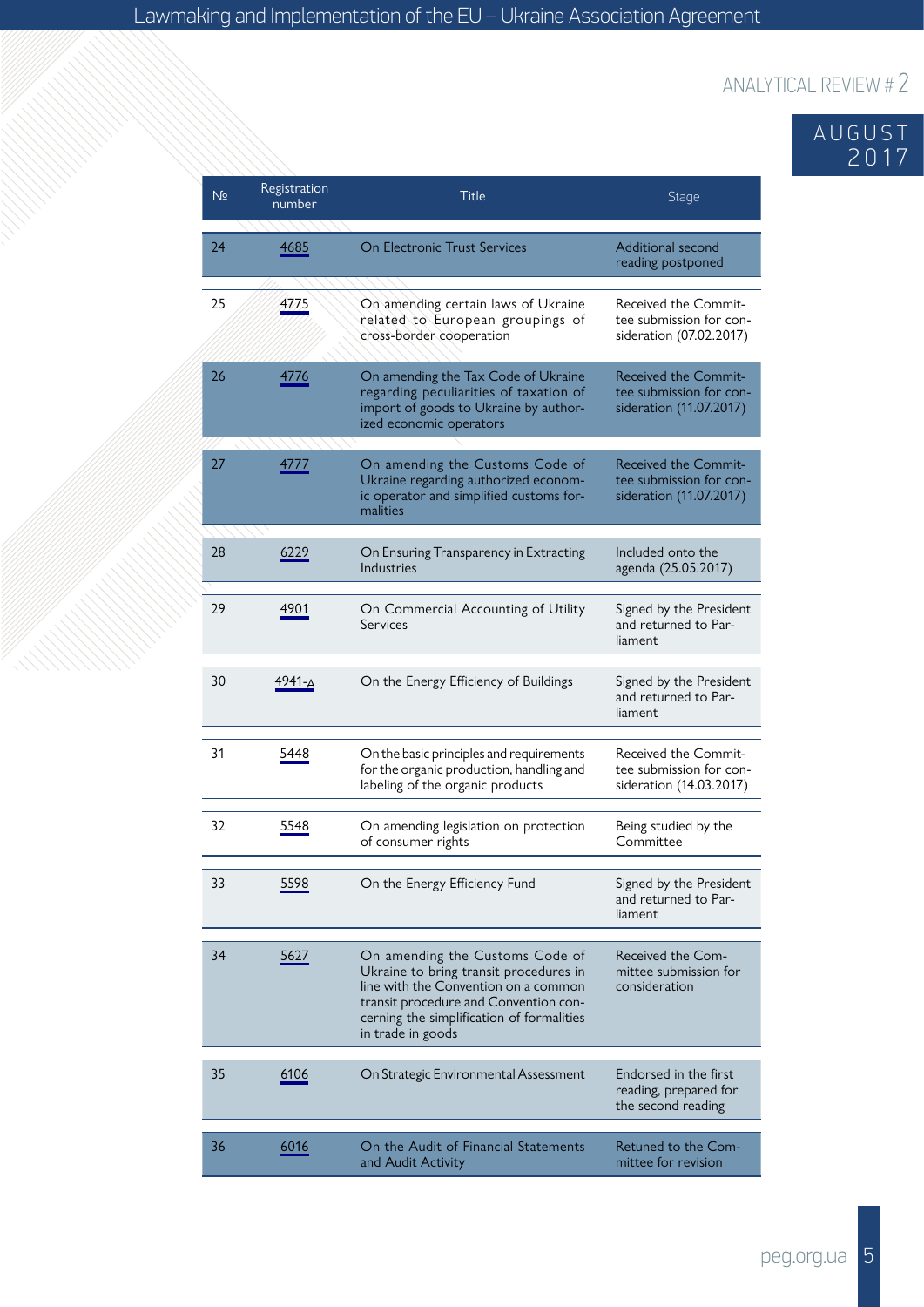| № | Registration number | Title | Stage |
|---|---|---|---|
| 24 | 4685 | On Electronic Trust Services | Additional second reading postponed |
| 25 | 4775 | On amending certain laws of Ukraine related to European groupings of cross-border cooperation | Received the Committee submission for consideration (07.02.2017) |
| 26 | 4776 | On amending the Tax Code of Ukraine regarding peculiarities of taxation of import of goods to Ukraine by authorized economic operators | Received the Committee submission for consideration (11.07.2017) |
| 27 | 4777 | On amending the Customs Code of Ukraine regarding authorized economic operator and simplified customs formalities | Received the Committee submission for consideration (11.07.2017) |
| 28 | 6229 | On Ensuring Transparency in Extracting Industries | Included onto the agenda (25.05.2017) |
| 29 | 4901 | On Commercial Accounting of Utility Services | Signed by the President and returned to Parliament |
| 30 | 4941-д | On the Energy Efficiency of Buildings | Signed by the President and returned to Parliament |
| 31 | 5448 | On the basic principles and requirements for the organic production, handling and labeling of the organic products | Received the Committee submission for consideration (14.03.2017) |
| 32 | 5548 | On amending legislation on protection of consumer rights | Being studied by the Committee |
| 33 | 5598 | On the Energy Efficiency Fund | Signed by the President and returned to Parliament |
| 34 | 5627 | On amending the Customs Code of Ukraine to bring transit procedures in line with the Convention on a common transit procedure and Convention concerning the simplification of formalities in trade in goods | Received the Committee submission for consideration |
| 35 | 6106 | On Strategic Environmental Assessment | Endorsed in the first reading, prepared for the second reading |
| 36 | 6016 | On the Audit of Financial Statements and Audit Activity | Retuned to the Committee for revision |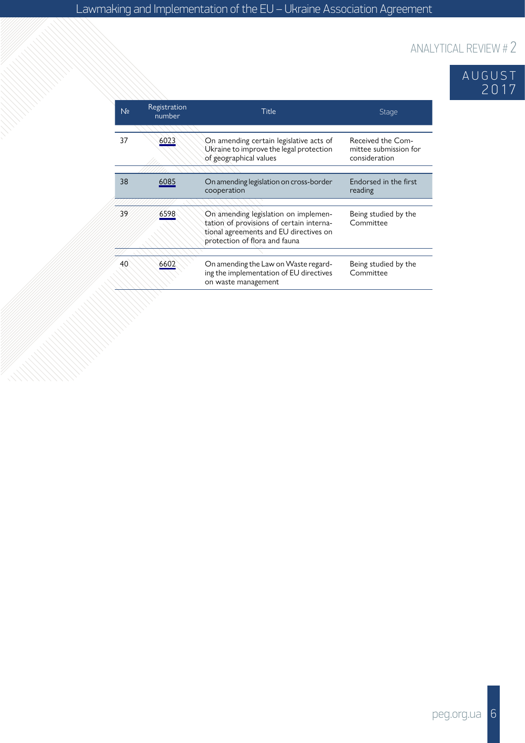| № | Registration number | Title | Stage |
|---|---|---|---|
| 37 | 6023 | On amending certain legislative acts of Ukraine to improve the legal protection of geographical values | Received the Committee submission for consideration |
| 38 | 6085 | On amending legislation on cross-border cooperation | Endorsed in the first reading |
| 39 | 6598 | On amending legislation on implementation of provisions of certain international agreements and EU directives on protection of flora and fauna | Being studied by the Committee |
| 40 | 6602 | On amending the Law on Waste regarding the implementation of EU directives on waste management | Being studied by the Committee |